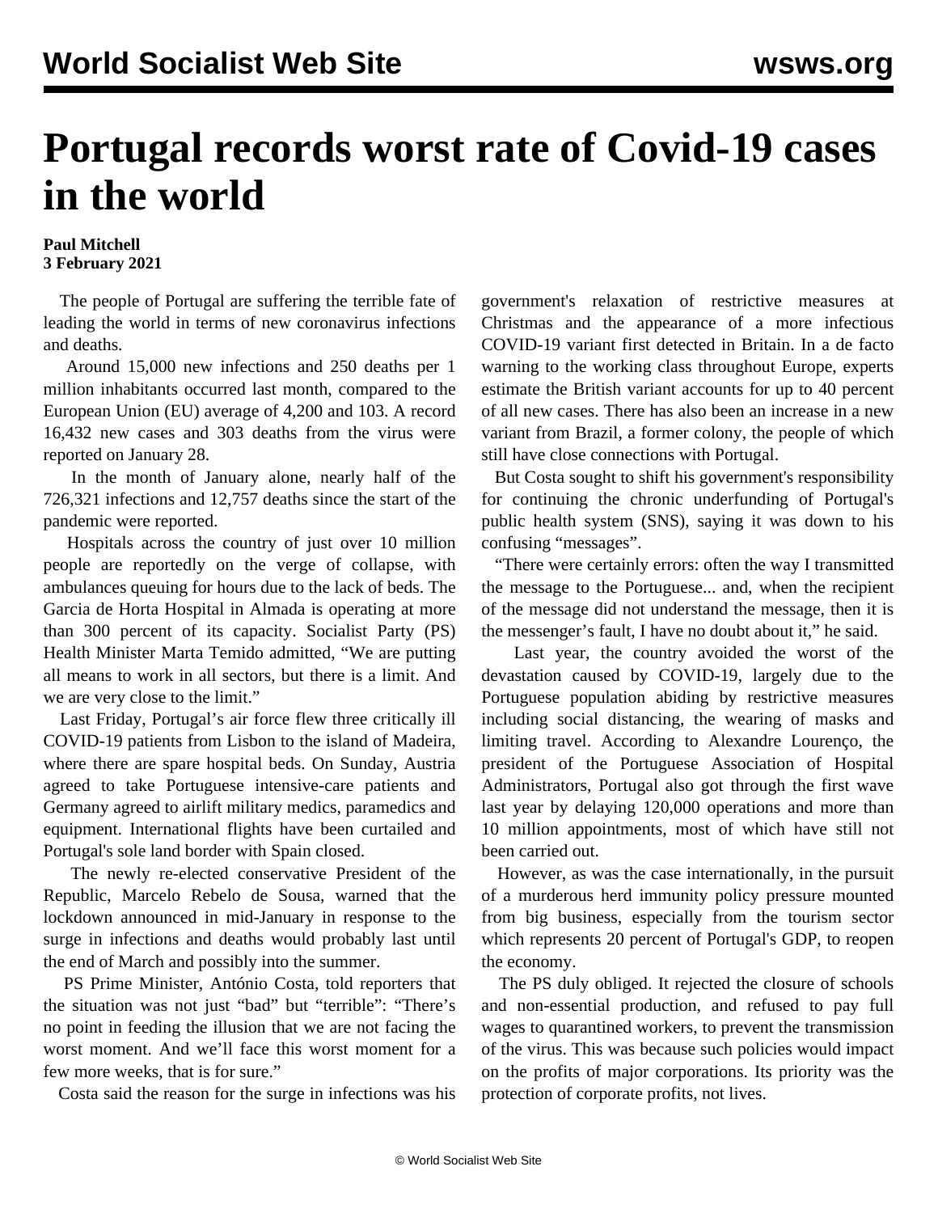# Portugal records worst rate of Covid-19 cases in the world

**Paul Mitchell**
**3 February 2021**

The people of Portugal are suffering the terrible fate of leading the world in terms of new coronavirus infections and deaths.

Around 15,000 new infections and 250 deaths per 1 million inhabitants occurred last month, compared to the European Union (EU) average of 4,200 and 103. A record 16,432 new cases and 303 deaths from the virus were reported on January 28.

In the month of January alone, nearly half of the 726,321 infections and 12,757 deaths since the start of the pandemic were reported.

Hospitals across the country of just over 10 million people are reportedly on the verge of collapse, with ambulances queuing for hours due to the lack of beds. The Garcia de Horta Hospital in Almada is operating at more than 300 percent of its capacity. Socialist Party (PS) Health Minister Marta Temido admitted, "We are putting all means to work in all sectors, but there is a limit. And we are very close to the limit."

Last Friday, Portugal's air force flew three critically ill COVID-19 patients from Lisbon to the island of Madeira, where there are spare hospital beds. On Sunday, Austria agreed to take Portuguese intensive-care patients and Germany agreed to airlift military medics, paramedics and equipment. International flights have been curtailed and Portugal's sole land border with Spain closed.

The newly re-elected conservative President of the Republic, Marcelo Rebelo de Sousa, warned that the lockdown announced in mid-January in response to the surge in infections and deaths would probably last until the end of March and possibly into the summer.

PS Prime Minister, António Costa, told reporters that the situation was not just "bad" but "terrible": "There's no point in feeding the illusion that we are not facing the worst moment. And we'll face this worst moment for a few more weeks, that is for sure."

Costa said the reason for the surge in infections was his government's relaxation of restrictive measures at Christmas and the appearance of a more infectious COVID-19 variant first detected in Britain. In a de facto warning to the working class throughout Europe, experts estimate the British variant accounts for up to 40 percent of all new cases. There has also been an increase in a new variant from Brazil, a former colony, the people of which still have close connections with Portugal.

But Costa sought to shift his government's responsibility for continuing the chronic underfunding of Portugal's public health system (SNS), saying it was down to his confusing "messages".

"There were certainly errors: often the way I transmitted the message to the Portuguese... and, when the recipient of the message did not understand the message, then it is the messenger's fault, I have no doubt about it," he said.

Last year, the country avoided the worst of the devastation caused by COVID-19, largely due to the Portuguese population abiding by restrictive measures including social distancing, the wearing of masks and limiting travel. According to Alexandre Lourenço, the president of the Portuguese Association of Hospital Administrators, Portugal also got through the first wave last year by delaying 120,000 operations and more than 10 million appointments, most of which have still not been carried out.

However, as was the case internationally, in the pursuit of a murderous herd immunity policy pressure mounted from big business, especially from the tourism sector which represents 20 percent of Portugal's GDP, to reopen the economy.

The PS duly obliged. It rejected the closure of schools and non-essential production, and refused to pay full wages to quarantined workers, to prevent the transmission of the virus. This was because such policies would impact on the profits of major corporations. Its priority was the protection of corporate profits, not lives.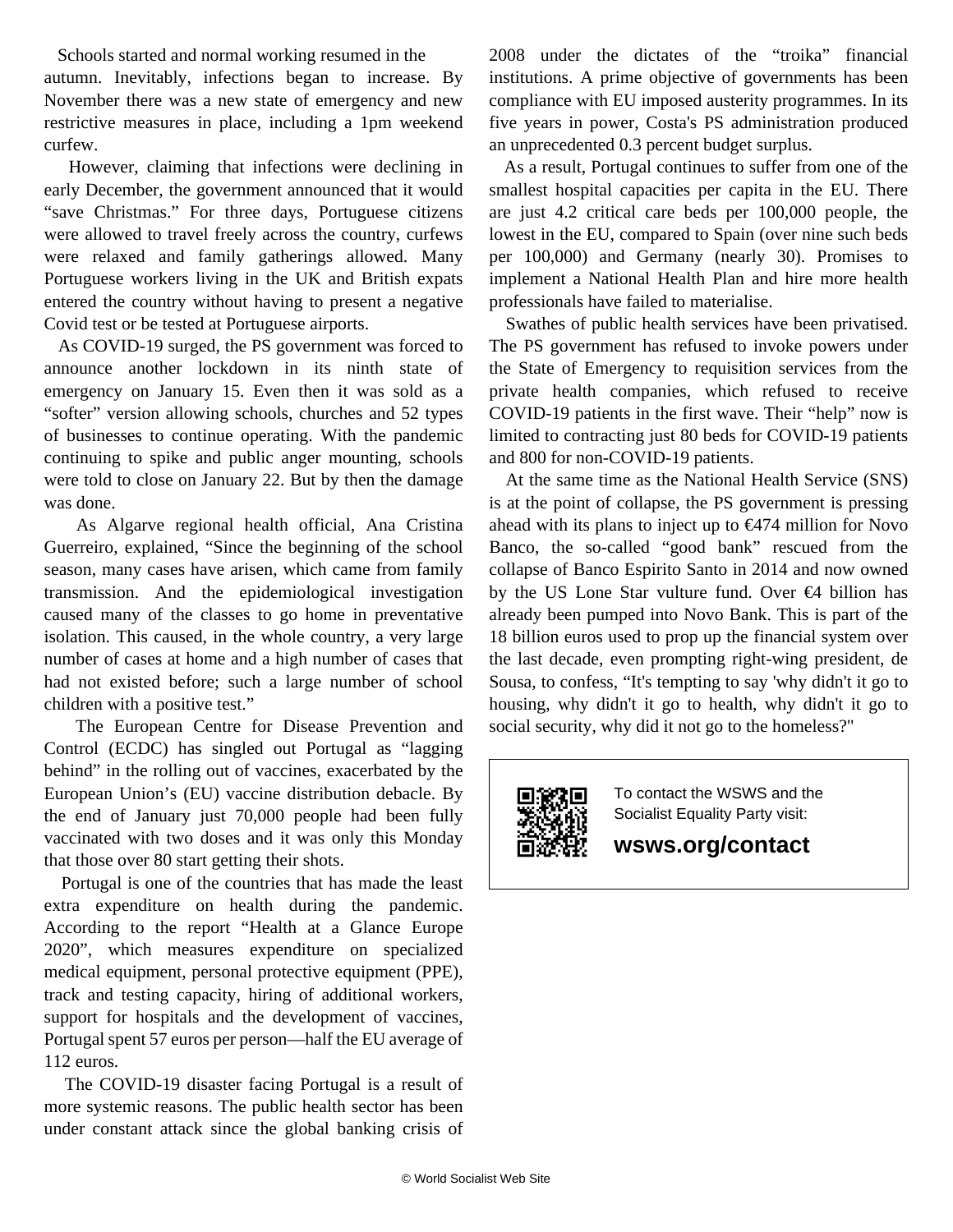Schools started and normal working resumed in the autumn. Inevitably, infections began to increase. By November there was a new state of emergency and new restrictive measures in place, including a 1pm weekend curfew.

However, claiming that infections were declining in early December, the government announced that it would "save Christmas." For three days, Portuguese citizens were allowed to travel freely across the country, curfews were relaxed and family gatherings allowed. Many Portuguese workers living in the UK and British expats entered the country without having to present a negative Covid test or be tested at Portuguese airports.

As COVID-19 surged, the PS government was forced to announce another lockdown in its ninth state of emergency on January 15. Even then it was sold as a "softer" version allowing schools, churches and 52 types of businesses to continue operating. With the pandemic continuing to spike and public anger mounting, schools were told to close on January 22. But by then the damage was done.

As Algarve regional health official, Ana Cristina Guerreiro, explained, "Since the beginning of the school season, many cases have arisen, which came from family transmission. And the epidemiological investigation caused many of the classes to go home in preventative isolation. This caused, in the whole country, a very large number of cases at home and a high number of cases that had not existed before; such a large number of school children with a positive test."

The European Centre for Disease Prevention and Control (ECDC) has singled out Portugal as "lagging behind" in the rolling out of vaccines, exacerbated by the European Union's (EU) vaccine distribution debacle. By the end of January just 70,000 people had been fully vaccinated with two doses and it was only this Monday that those over 80 start getting their shots.

Portugal is one of the countries that has made the least extra expenditure on health during the pandemic. According to the report "Health at a Glance Europe 2020", which measures expenditure on specialized medical equipment, personal protective equipment (PPE), track and testing capacity, hiring of additional workers, support for hospitals and the development of vaccines, Portugal spent 57 euros per person—half the EU average of 112 euros.

The COVID-19 disaster facing Portugal is a result of more systemic reasons. The public health sector has been under constant attack since the global banking crisis of 2008 under the dictates of the "troika" financial institutions. A prime objective of governments has been compliance with EU imposed austerity programmes. In its five years in power, Costa's PS administration produced an unprecedented 0.3 percent budget surplus.

As a result, Portugal continues to suffer from one of the smallest hospital capacities per capita in the EU. There are just 4.2 critical care beds per 100,000 people, the lowest in the EU, compared to Spain (over nine such beds per 100,000) and Germany (nearly 30). Promises to implement a National Health Plan and hire more health professionals have failed to materialise.

Swathes of public health services have been privatised. The PS government has refused to invoke powers under the State of Emergency to requisition services from the private health companies, which refused to receive COVID-19 patients in the first wave. Their "help" now is limited to contracting just 80 beds for COVID-19 patients and 800 for non-COVID-19 patients.

At the same time as the National Health Service (SNS) is at the point of collapse, the PS government is pressing ahead with its plans to inject up to €474 million for Novo Banco, the so-called "good bank" rescued from the collapse of Banco Espirito Santo in 2014 and now owned by the US Lone Star vulture fund. Over €4 billion has already been pumped into Novo Bank. This is part of the 18 billion euros used to prop up the financial system over the last decade, even prompting right-wing president, de Sousa, to confess, "It's tempting to say 'why didn't it go to housing, why didn't it go to health, why didn't it go to social security, why did it not go to the homeless?"

To contact the WSWS and the Socialist Equality Party visit:

**wsws.org/contact**